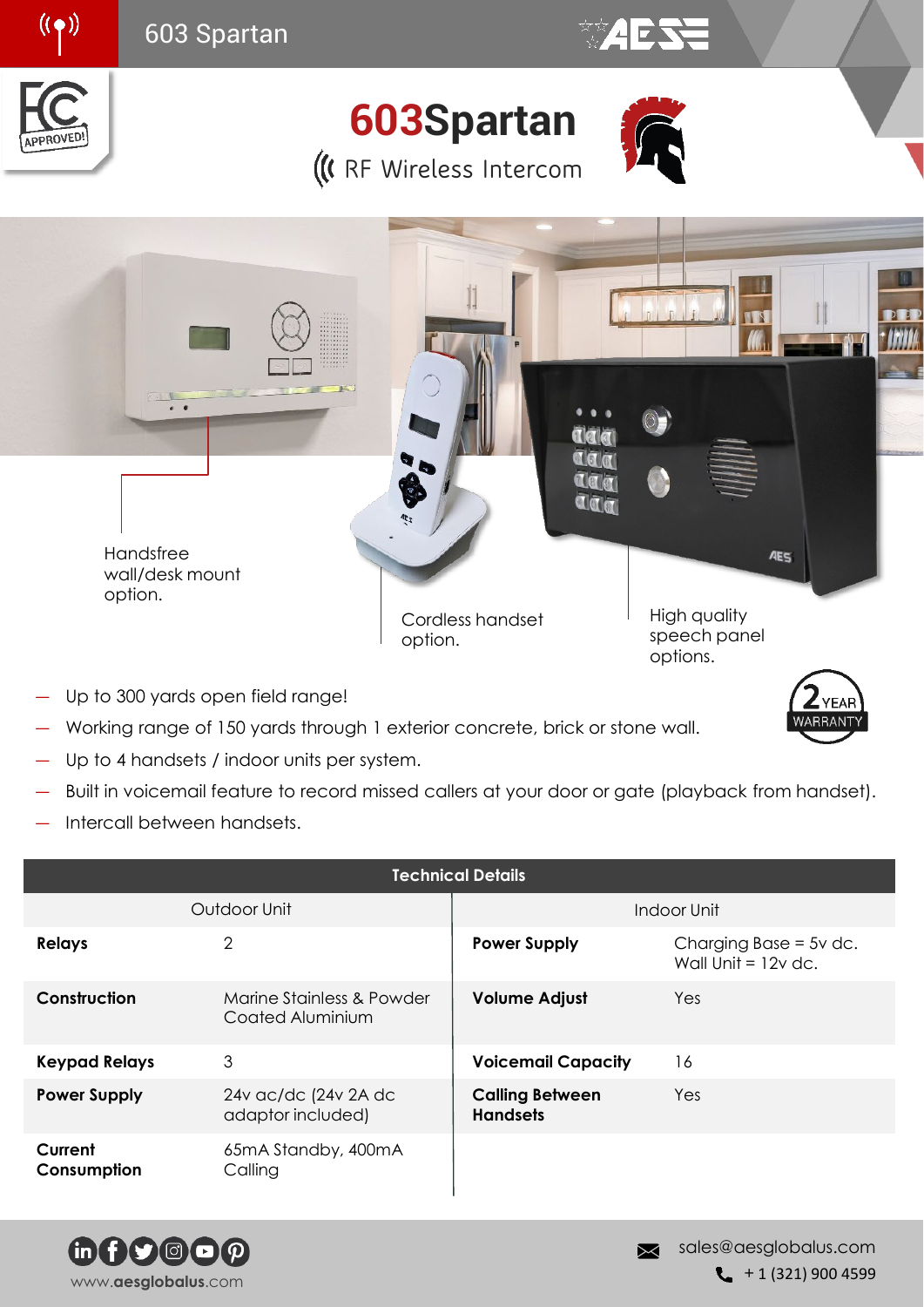# 603Spartan

RF Wireless Intercom

Handsfree wall/desk mount option.

Cordless handset option.

High quality speech panel options.

- Up to 300 yards open field range!
- Working range of 150 yards through 1 exterior concrete, brick or stone wall.
- Up to 4 handsets / indoor units per system.
- Built in voicemail feature to record missed callers at your door or gate (playback from handset).
- Intercall between handsets.

2 YEAR WARRANTY

| Technical Details | | | |
|---|---|---|---|
| Outdoor Unit | | Indoor Unit | |
| **Relays** | 2 | **Power Supply** | Charging Base = 5v dc. Wall Unit = 12v dc. |
| **Construction** | Marine Stainless & Powder Coated Aluminium | **Volume Adjust** | Yes |
| **Keypad Relays** | 3 | **Voicemail Capacity** | 16 |
| **Power Supply** | 24v ac/dc (24v 2A dc adaptor included) | **Calling Between Handsets** | Yes |
| **Current Consumption** | 65mA Standby, 400mA Calling | | |

www.aesglobalus.com

sales@aesglobalus.com

+ 1 (321) 900 4599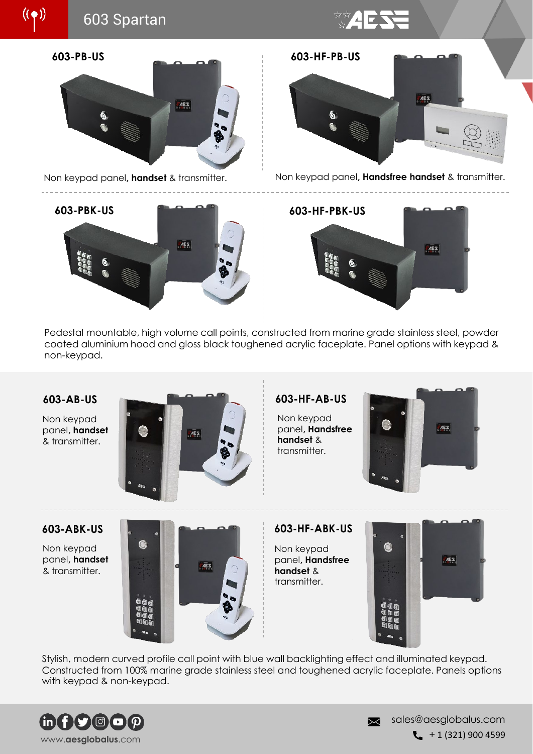# 603 Spartan

### 603-PB-US

Non keypad panel, **handset** & transmitter.

### 603-HF-PB-US

Non keypad panel, **Handsfree handset** & transmitter.

### 603-PBK-US

### 603-HF-PBK-US

Pedestal mountable, high volume call points, constructed from marine grade stainless steel, powder coated aluminium hood and gloss black toughened acrylic faceplate. Panel options with keypad & non-keypad.

### 603-AB-US

Non keypad panel, **handset** & transmitter.

### 603-HF-AB-US

Non keypad panel, **Handsfree handset** & transmitter.

### 603-ABK-US

Non keypad panel, **handset** & transmitter.

### 603-HF-ABK-US

Non keypad panel, **Handsfree handset** & transmitter.

Stylish, modern curved profile call point with blue wall backlighting effect and illuminated keypad. Constructed from 100% marine grade stainless steel and toughened acrylic faceplate. Panels options with keypad & non-keypad.

www.aesglobalus.com

sales@aesglobalus.com

+ 1 (321) 900 4599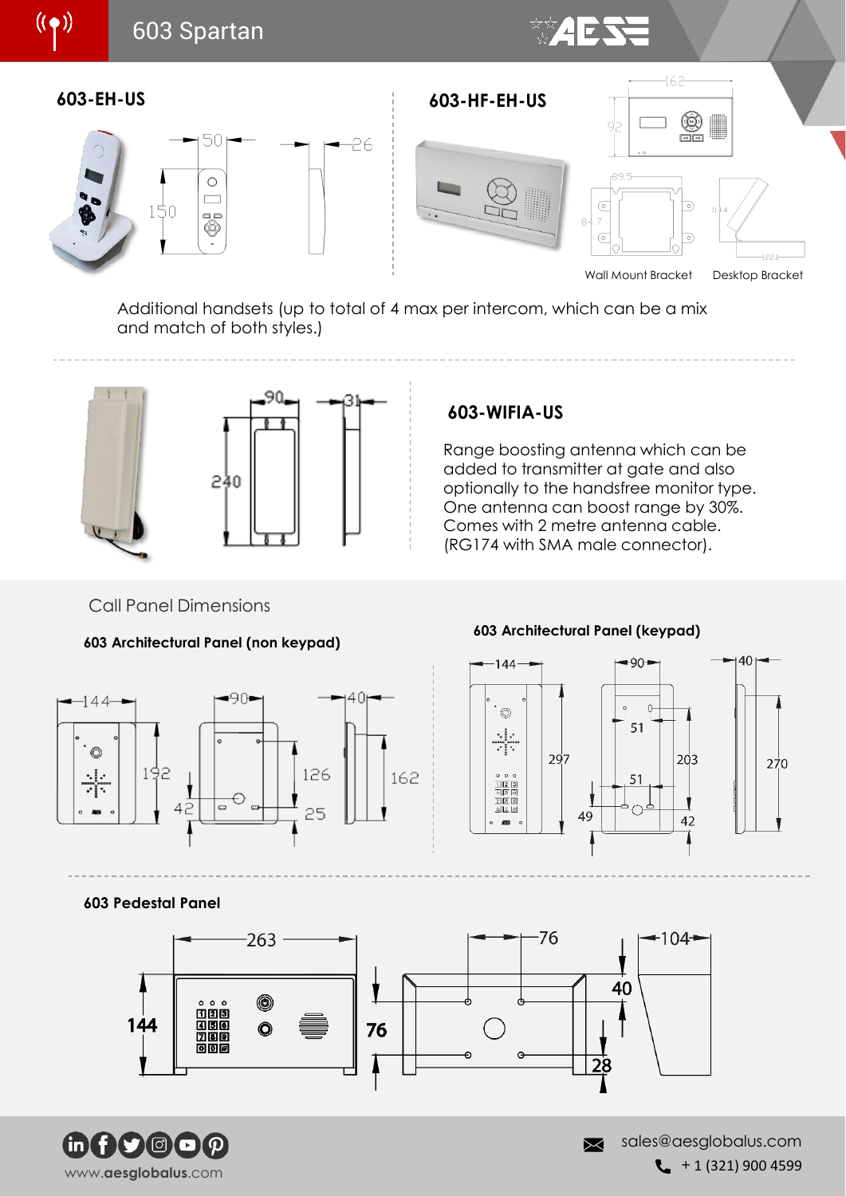## 603-EH-US

50

26

150

## 603-HF-EH-US

162

92

89.5

84.7

114.4

122.1

Wall Mount Bracket

Desktop Bracket

Additional handsets (up to total of 4 max per intercom, which can be a mix and match of both styles.)

---

90

31

240

## 603-WIFIA-US

Range boosting antenna which can be added to transmitter at gate and also optionally to the handsfree monitor type. One antenna can boost range by 30%. Comes with 2 metre antenna cable. (RG174 with SMA male connector).

## Call Panel Dimensions

### 603 Architectural Panel (non keypad)

144

90

40

192

42

126

25

162

### 603 Architectural Panel (keypad)

144

90

40

51

297

203

270

51

49

42

---

### 603 Pedestal Panel

263

76

104

144

76

40

28

www.**aesglobalus**.com

sales@aesglobalus.com

+ 1 (321) 900 4599